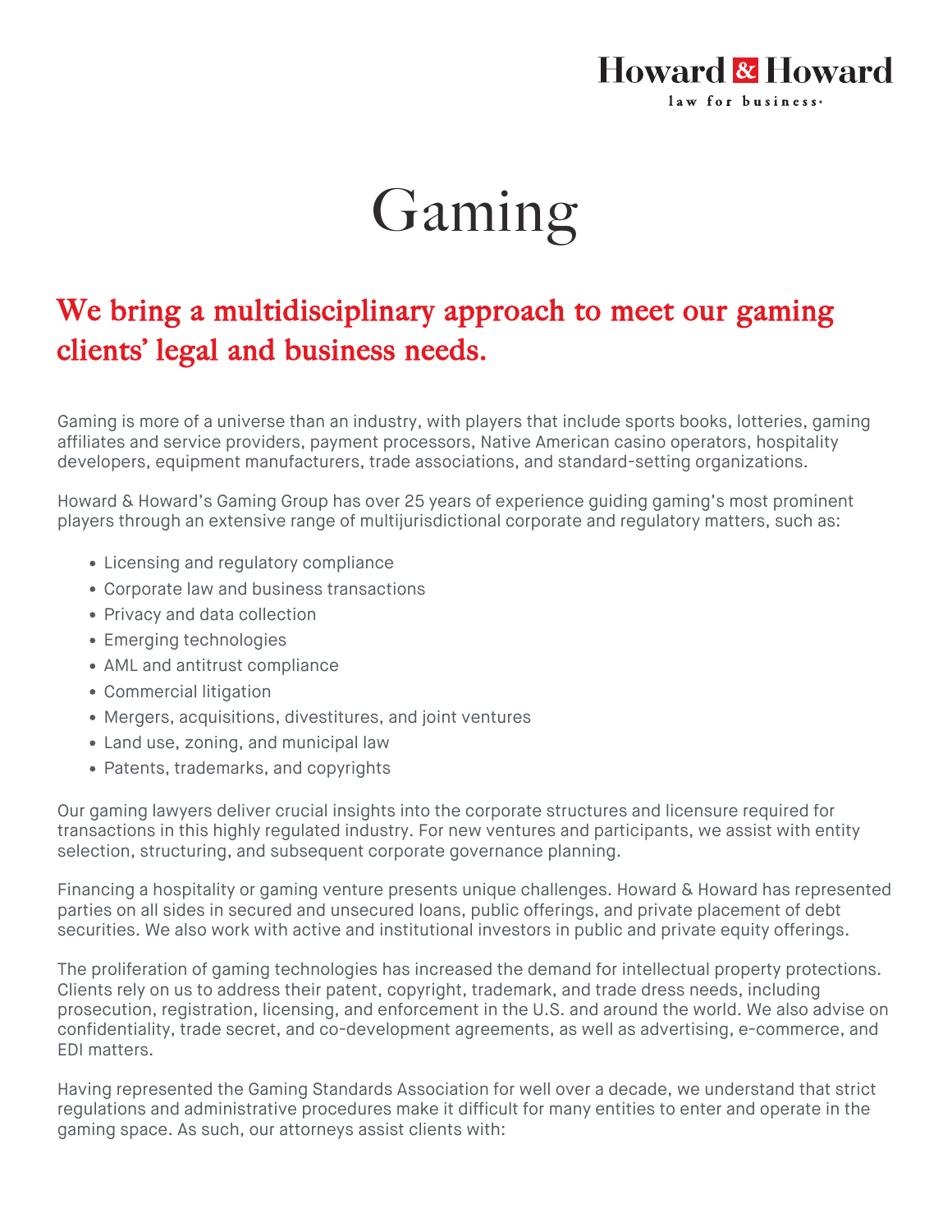Howard & Howard

law for business

# Gaming

## We bring a multidisciplinary approach to meet our gaming clients' legal and business needs.

Gaming is more of a universe than an industry, with players that include sports books, lotteries, gaming affiliates and service providers, payment processors, Native American casino operators, hospitality developers, equipment manufacturers, trade associations, and standard-setting organizations.

Howard & Howard's Gaming Group has over 25 years of experience guiding gaming's most prominent players through an extensive range of multijurisdictional corporate and regulatory matters, such as:

- Licensing and regulatory compliance
- Corporate law and business transactions
- Privacy and data collection
- Emerging technologies
- AML and antitrust compliance
- Commercial litigation
- Mergers, acquisitions, divestitures, and joint ventures
- Land use, zoning, and municipal law
- Patents, trademarks, and copyrights

Our gaming lawyers deliver crucial insights into the corporate structures and licensure required for transactions in this highly regulated industry. For new ventures and participants, we assist with entity selection, structuring, and subsequent corporate governance planning.

Financing a hospitality or gaming venture presents unique challenges. Howard & Howard has represented parties on all sides in secured and unsecured loans, public offerings, and private placement of debt securities. We also work with active and institutional investors in public and private equity offerings.

The proliferation of gaming technologies has increased the demand for intellectual property protections. Clients rely on us to address their patent, copyright, trademark, and trade dress needs, including prosecution, registration, licensing, and enforcement in the U.S. and around the world. We also advise on confidentiality, trade secret, and co-development agreements, as well as advertising, e-commerce, and EDI matters.

Having represented the Gaming Standards Association for well over a decade, we understand that strict regulations and administrative procedures make it difficult for many entities to enter and operate in the gaming space. As such, our attorneys assist clients with: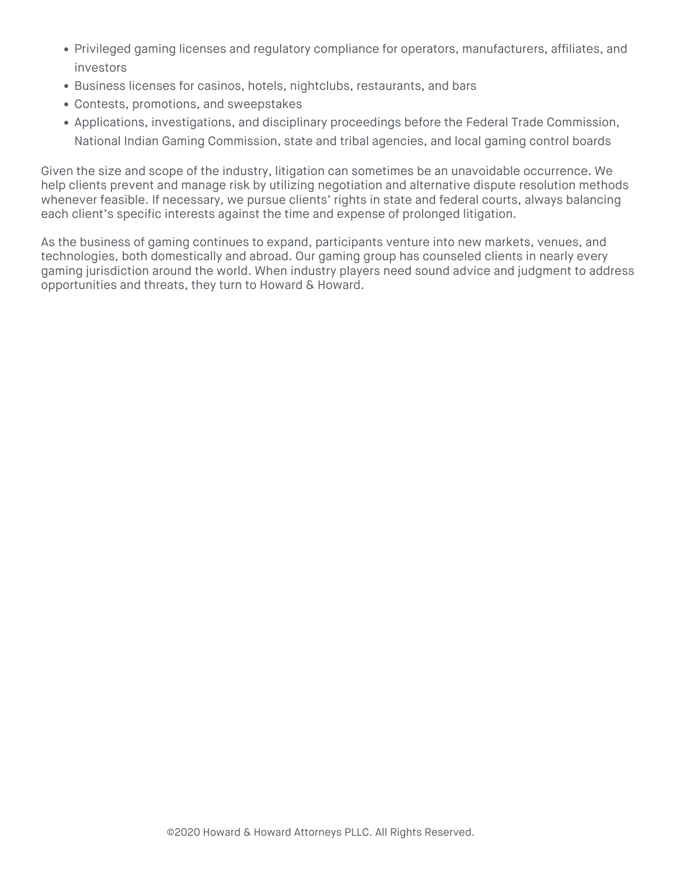- Privileged gaming licenses and regulatory compliance for operators, manufacturers, affiliates, and investors
- Business licenses for casinos, hotels, nightclubs, restaurants, and bars
- Contests, promotions, and sweepstakes
- Applications, investigations, and disciplinary proceedings before the Federal Trade Commission, National Indian Gaming Commission, state and tribal agencies, and local gaming control boards

Given the size and scope of the industry, litigation can sometimes be an unavoidable occurrence. We help clients prevent and manage risk by utilizing negotiation and alternative dispute resolution methods whenever feasible. If necessary, we pursue clients' rights in state and federal courts, always balancing each client's specific interests against the time and expense of prolonged litigation.

As the business of gaming continues to expand, participants venture into new markets, venues, and technologies, both domestically and abroad. Our gaming group has counseled clients in nearly every gaming jurisdiction around the world. When industry players need sound advice and judgment to address opportunities and threats, they turn to Howard & Howard.

©2020 Howard & Howard Attorneys PLLC. All Rights Reserved.